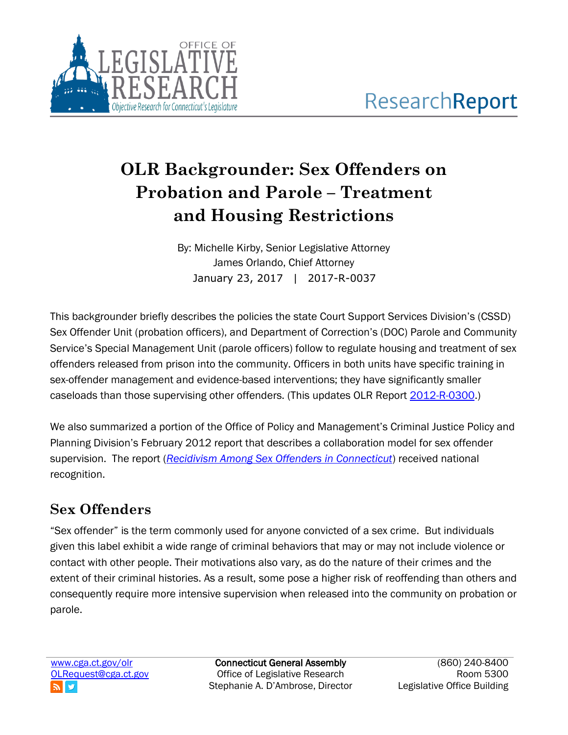# OLR Backgrounder: Sex Offenders on Probation and Parole – Treatment and Housing Restrictions

By: Michelle Kirby, Senior Legislative Attorney
James Orlando, Chief Attorney
January 23, 2017 | 2017-R-0037

This backgrounder briefly describes the policies the state Court Support Services Division's (CSSD) Sex Offender Unit (probation officers), and Department of Correction's (DOC) Parole and Community Service's Special Management Unit (parole officers) follow to regulate housing and treatment of sex offenders released from prison into the community. Officers in both units have specific training in sex-offender management and evidence-based interventions; they have significantly smaller caseloads than those supervising other offenders. (This updates OLR Report 2012-R-0300.)

We also summarized a portion of the Office of Policy and Management's Criminal Justice Policy and Planning Division's February 2012 report that describes a collaboration model for sex offender supervision. The report (*Recidivism Among Sex Offenders in Connecticut*) received national recognition.

## Sex Offenders

"Sex offender" is the term commonly used for anyone convicted of a sex crime. But individuals given this label exhibit a wide range of criminal behaviors that may or may not include violence or contact with other people. Their motivations also vary, as do the nature of their crimes and the extent of their criminal histories. As a result, some pose a higher risk of reoffending than others and consequently require more intensive supervision when released into the community on probation or parole.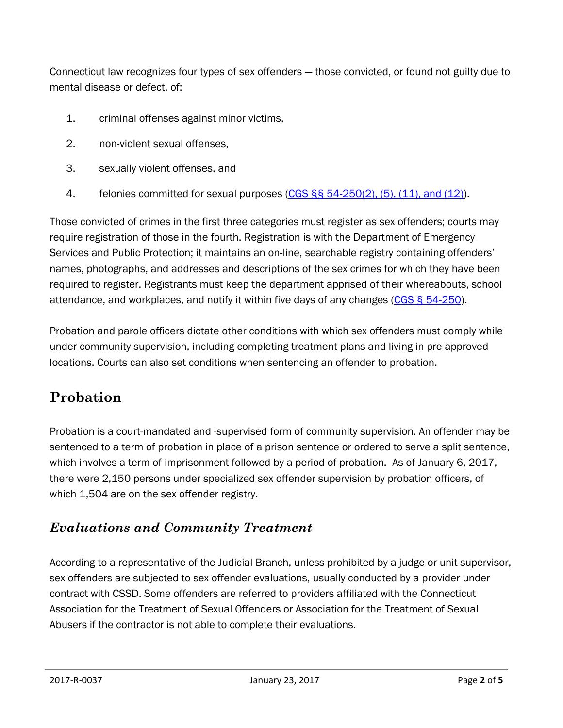Connecticut law recognizes four types of sex offenders — those convicted, or found not guilty due to mental disease or defect, of:

1. criminal offenses against minor victims,
2. non-violent sexual offenses,
3. sexually violent offenses, and
4. felonies committed for sexual purposes (CGS §§ 54-250(2), (5), (11), and (12)).

Those convicted of crimes in the first three categories must register as sex offenders; courts may require registration of those in the fourth. Registration is with the Department of Emergency Services and Public Protection; it maintains an on-line, searchable registry containing offenders' names, photographs, and addresses and descriptions of the sex crimes for which they have been required to register. Registrants must keep the department apprised of their whereabouts, school attendance, and workplaces, and notify it within five days of any changes (CGS § 54-250).

Probation and parole officers dictate other conditions with which sex offenders must comply while under community supervision, including completing treatment plans and living in pre-approved locations. Courts can also set conditions when sentencing an offender to probation.

## Probation

Probation is a court-mandated and -supervised form of community supervision. An offender may be sentenced to a term of probation in place of a prison sentence or ordered to serve a split sentence, which involves a term of imprisonment followed by a period of probation. As of January 6, 2017, there were 2,150 persons under specialized sex offender supervision by probation officers, of which 1,504 are on the sex offender registry.

### *Evaluations and Community Treatment*

According to a representative of the Judicial Branch, unless prohibited by a judge or unit supervisor, sex offenders are subjected to sex offender evaluations, usually conducted by a provider under contract with CSSD. Some offenders are referred to providers affiliated with the Connecticut Association for the Treatment of Sexual Offenders or Association for the Treatment of Sexual Abusers if the contractor is not able to complete their evaluations.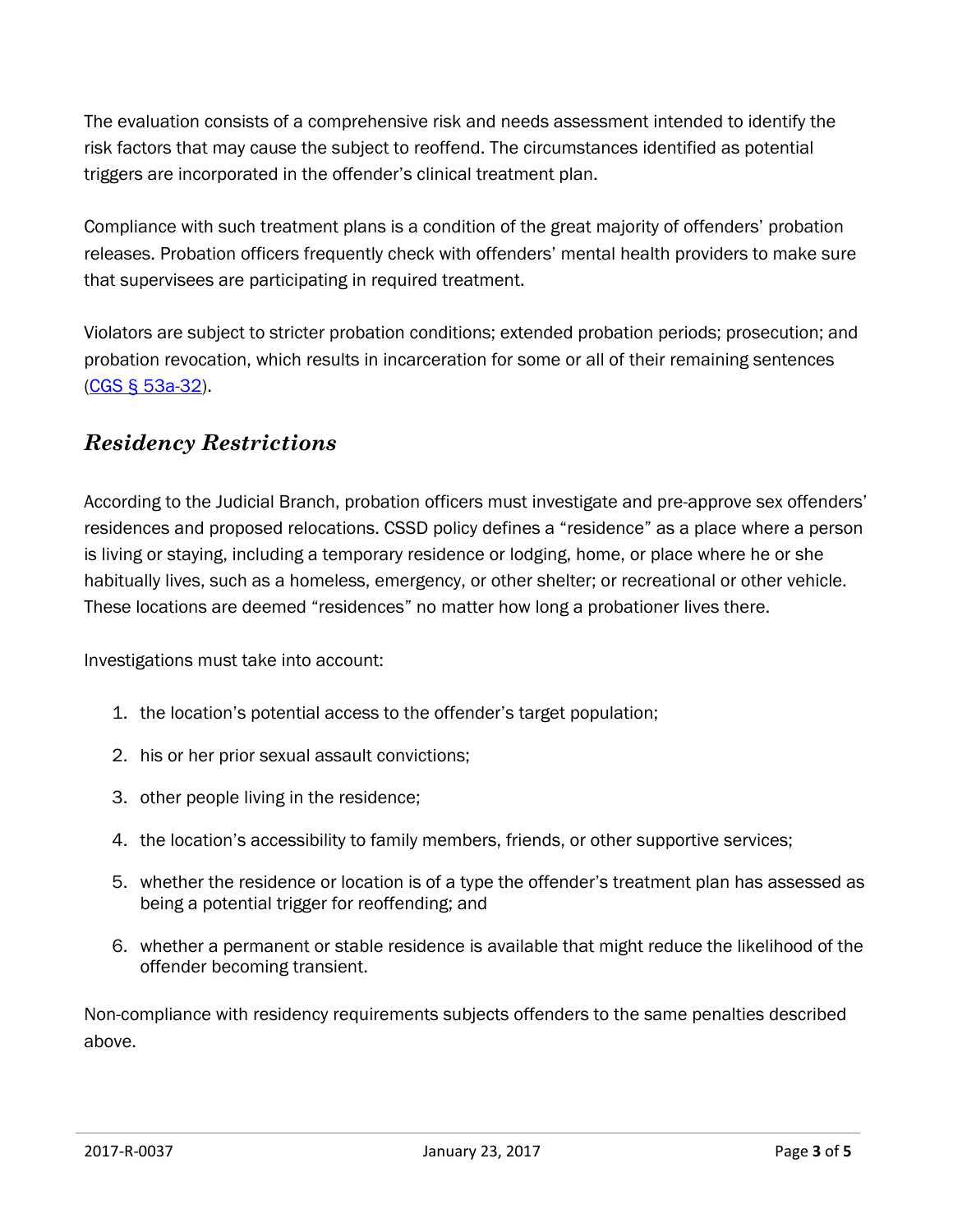The evaluation consists of a comprehensive risk and needs assessment intended to identify the risk factors that may cause the subject to reoffend. The circumstances identified as potential triggers are incorporated in the offender's clinical treatment plan.

Compliance with such treatment plans is a condition of the great majority of offenders' probation releases. Probation officers frequently check with offenders' mental health providers to make sure that supervisees are participating in required treatment.

Violators are subject to stricter probation conditions; extended probation periods; prosecution; and probation revocation, which results in incarceration for some or all of their remaining sentences (CGS § 53a-32).

## *Residency Restrictions*

According to the Judicial Branch, probation officers must investigate and pre-approve sex offenders' residences and proposed relocations. CSSD policy defines a "residence" as a place where a person is living or staying, including a temporary residence or lodging, home, or place where he or she habitually lives, such as a homeless, emergency, or other shelter; or recreational or other vehicle. These locations are deemed "residences" no matter how long a probationer lives there.

Investigations must take into account:

1. the location's potential access to the offender's target population;
2. his or her prior sexual assault convictions;
3. other people living in the residence;
4. the location's accessibility to family members, friends, or other supportive services;
5. whether the residence or location is of a type the offender's treatment plan has assessed as being a potential trigger for reoffending; and
6. whether a permanent or stable residence is available that might reduce the likelihood of the offender becoming transient.

Non-compliance with residency requirements subjects offenders to the same penalties described above.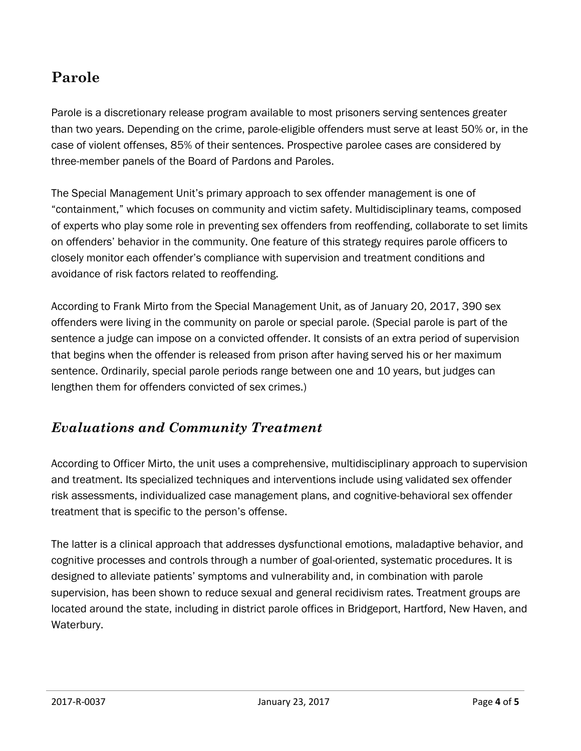## Parole

Parole is a discretionary release program available to most prisoners serving sentences greater than two years. Depending on the crime, parole-eligible offenders must serve at least 50% or, in the case of violent offenses, 85% of their sentences. Prospective parolee cases are considered by three-member panels of the Board of Pardons and Paroles.

The Special Management Unit's primary approach to sex offender management is one of "containment," which focuses on community and victim safety. Multidisciplinary teams, composed of experts who play some role in preventing sex offenders from reoffending, collaborate to set limits on offenders' behavior in the community. One feature of this strategy requires parole officers to closely monitor each offender's compliance with supervision and treatment conditions and avoidance of risk factors related to reoffending.

According to Frank Mirto from the Special Management Unit, as of January 20, 2017, 390 sex offenders were living in the community on parole or special parole. (Special parole is part of the sentence a judge can impose on a convicted offender. It consists of an extra period of supervision that begins when the offender is released from prison after having served his or her maximum sentence. Ordinarily, special parole periods range between one and 10 years, but judges can lengthen them for offenders convicted of sex crimes.)

### *Evaluations and Community Treatment*

According to Officer Mirto, the unit uses a comprehensive, multidisciplinary approach to supervision and treatment. Its specialized techniques and interventions include using validated sex offender risk assessments, individualized case management plans, and cognitive-behavioral sex offender treatment that is specific to the person's offense.

The latter is a clinical approach that addresses dysfunctional emotions, maladaptive behavior, and cognitive processes and controls through a number of goal-oriented, systematic procedures. It is designed to alleviate patients' symptoms and vulnerability and, in combination with parole supervision, has been shown to reduce sexual and general recidivism rates. Treatment groups are located around the state, including in district parole offices in Bridgeport, Hartford, New Haven, and Waterbury.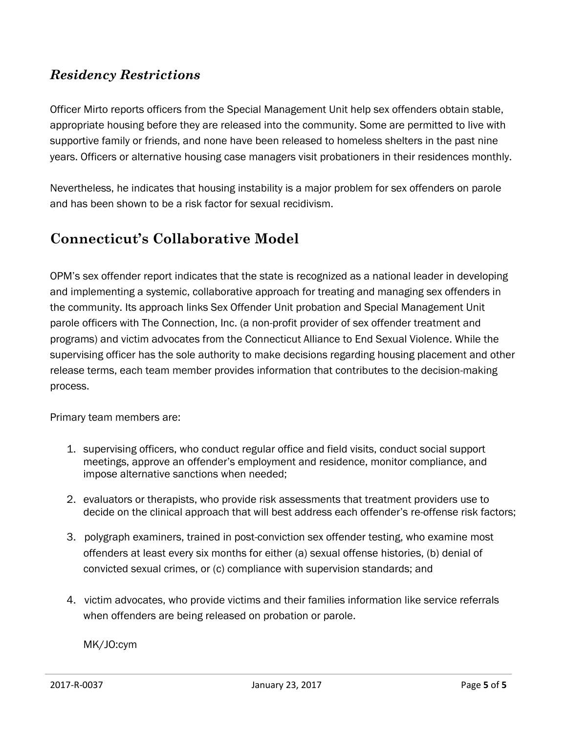### *Residency Restrictions*

Officer Mirto reports officers from the Special Management Unit help sex offenders obtain stable, appropriate housing before they are released into the community. Some are permitted to live with supportive family or friends, and none have been released to homeless shelters in the past nine years. Officers or alternative housing case managers visit probationers in their residences monthly.

Nevertheless, he indicates that housing instability is a major problem for sex offenders on parole and has been shown to be a risk factor for sexual recidivism.

## Connecticut's Collaborative Model

OPM's sex offender report indicates that the state is recognized as a national leader in developing and implementing a systemic, collaborative approach for treating and managing sex offenders in the community. Its approach links Sex Offender Unit probation and Special Management Unit parole officers with The Connection, Inc. (a non-profit provider of sex offender treatment and programs) and victim advocates from the Connecticut Alliance to End Sexual Violence. While the supervising officer has the sole authority to make decisions regarding housing placement and other release terms, each team member provides information that contributes to the decision-making process.

Primary team members are:

1. supervising officers, who conduct regular office and field visits, conduct social support meetings, approve an offender's employment and residence, monitor compliance, and impose alternative sanctions when needed;
2. evaluators or therapists, who provide risk assessments that treatment providers use to decide on the clinical approach that will best address each offender's re-offense risk factors;
3. polygraph examiners, trained in post-conviction sex offender testing, who examine most offenders at least every six months for either (a) sexual offense histories, (b) denial of convicted sexual crimes, or (c) compliance with supervision standards; and
4. victim advocates, who provide victims and their families information like service referrals when offenders are being released on probation or parole.

MK/JO:cym